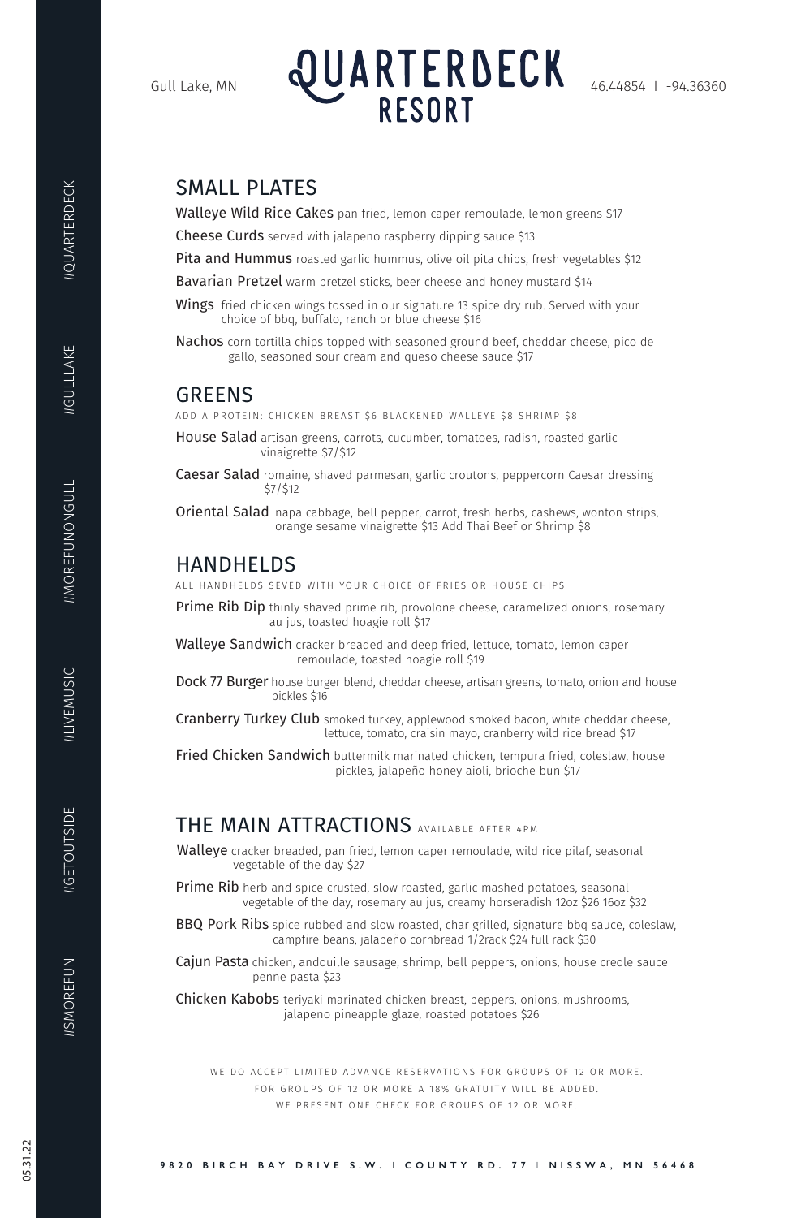Gull Lake, MN

# QUARTERDECK RESORT

46.44854 | -94.36360

## SMALL PLATES

**Walleye Wild Rice Cakes** pan fried, lemon caper remoulade, lemon greens $17

**Cheese Curds** served with jalapeno raspberry dipping sauce $13

**Pita and Hummus** roasted garlic hummus, olive oil pita chips, fresh vegetables $12

**Bavarian Pretzel** warm pretzel sticks, beer cheese and honey mustard $14

**Wings** fried chicken wings tossed in our signature 13 spice dry rub. Served with your choice of bbq, buffalo, ranch or blue cheese $16

**Nachos** corn tortilla chips topped with seasoned ground beef, cheddar cheese, pico de gallo, seasoned sour cream and queso cheese sauce $17

## GREENS

ADD A PROTEIN: CHICKEN BREAST $6 BLACKENED WALLEYE $8 SHRIMP $8

**House Salad** artisan greens, carrots, cucumber, tomatoes, radish, roasted garlic vinaigrette $7/$12

**Caesar Salad** romaine, shaved parmesan, garlic croutons, peppercorn Caesar dressing $7/$12

**Oriental Salad** napa cabbage, bell pepper, carrot, fresh herbs, cashews, wonton strips, orange sesame vinaigrette $13 Add Thai Beef or Shrimp $8

## HANDHELDS

ALL HANDHELDS SEVED WITH YOUR CHOICE OF FRIES OR HOUSE CHIPS

**Prime Rib Dip** thinly shaved prime rib, provolone cheese, caramelized onions, rosemary au jus, toasted hoagie roll $17

**Walleye Sandwich** cracker breaded and deep fried, lettuce, tomato, lemon caper remoulade, toasted hoagie roll $19

**Dock 77 Burger** house burger blend, cheddar cheese, artisan greens, tomato, onion and house pickles $16

**Cranberry Turkey Club** smoked turkey, applewood smoked bacon, white cheddar cheese, lettuce, tomato, craisin mayo, cranberry wild rice bread $17

**Fried Chicken Sandwich** buttermilk marinated chicken, tempura fried, coleslaw, house pickles, jalapeño honey aioli, brioche bun $17

## THE MAIN ATTRACTIONS AVAILABLE AFTER 4PM

**Walleye** cracker breaded, pan fried, lemon caper remoulade, wild rice pilaf, seasonal vegetable of the day $27

**Prime Rib** herb and spice crusted, slow roasted, garlic mashed potatoes, seasonal vegetable of the day, rosemary au jus, creamy horseradish 12oz $26 16oz $32

**BBQ Pork Ribs** spice rubbed and slow roasted, char grilled, signature bbq sauce, coleslaw, campfire beans, jalapeño cornbread 1/2rack $24 full rack $30

**Cajun Pasta** chicken, andouille sausage, shrimp, bell peppers, onions, house creole sauce penne pasta $23

**Chicken Kabobs** teriyaki marinated chicken breast, peppers, onions, mushrooms, jalapeno pineapple glaze, roasted potatoes $26

WE DO ACCEPT LIMITED ADVANCE RESERVATIONS FOR GROUPS OF 12 OR MORE.
FOR GROUPS OF 12 OR MORE A 18% GRATUITY WILL BE ADDED.
WE PRESENT ONE CHECK FOR GROUPS OF 12 OR MORE.

9820 BIRCH BAY DRIVE S.W. | COUNTY RD. 77 | NISSWA, MN 56468

#QUARTERDECK #GULLLAKE #MOREFUNONGULL #LIVEMUSIC #GETOUTSIDE #SMOREFUN

05.31.22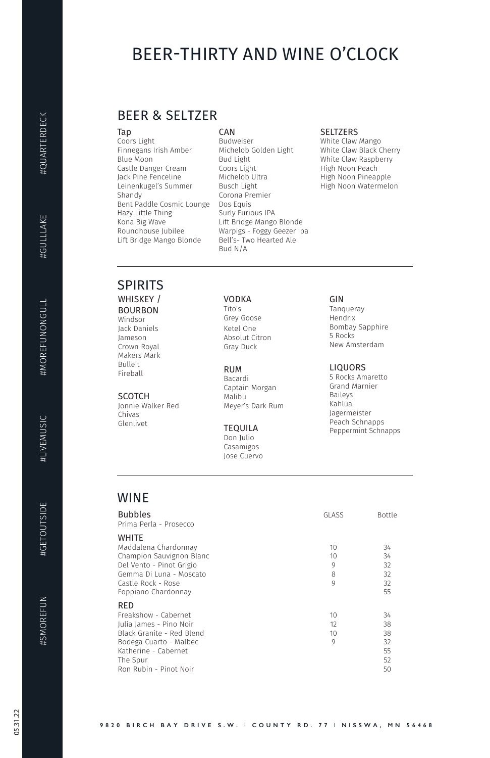# BEER-THIRTY AND WINE O'CLOCK

## BEER & SELTZER

### Tap
Coors Light
Finnegans Irish Amber
Blue Moon
Castle Danger Cream
Jack Pine Fenceline
Leinenkugel's Summer Shandy
Bent Paddle Cosmic Lounge
Hazy Little Thing
Kona Big Wave
Roundhouse Jubilee
Lift Bridge Mango Blonde

### CAN
Budweiser
Michelob Golden Light
Bud Light
Coors Light
Michelob Ultra
Busch Light
Corona Premier
Dos Equis
Surly Furious IPA
Lift Bridge Mango Blonde
Warpigs - Foggy Geezer Ipa
Bell's- Two Hearted Ale
Bud N/A

### SELTZERS
White Claw Mango
White Claw Black Cherry
White Claw Raspberry
High Noon Peach
High Noon Pineapple
High Noon Watermelon

---

## SPIRITS

### WHISKEY / BOURBON
Windsor
Jack Daniels
Jameson
Crown Royal
Makers Mark
Bulleit
Fireball

### SCOTCH
Jonnie Walker Red
Chivas
Glenlivet

### VODKA
Tito's
Grey Goose
Ketel One
Absolut Citron
Gray Duck

### RUM
Bacardi
Captain Morgan
Malibu
Meyer's Dark Rum

### TEQUILA
Don Julio
Casamigos
Jose Cuervo

### GIN
Tanqueray
Hendrix
Bombay Sapphire
5 Rocks
New Amsterdam

### LIQUORS
5 Rocks Amaretto
Grand Marnier
Baileys
Kahlua
Jagermeister
Peach Schnapps
Peppermint Schnapps

---

## WINE

| Bubbles | GLASS | Bottle |
|---|---|---|
| Prima Perla - Prosecco | | |
| **WHITE** | | |
| Maddalena Chardonnay | 10 | 34 |
| Champion Sauvignon Blanc | 10 | 34 |
| Del Vento - Pinot Grigio | 9 | 32 |
| Gemma Di Luna - Moscato | 8 | 32 |
| Castle Rock - Rose | 9 | 32 |
| Foppiano Chardonnay | | 55 |
| **RED** | | |
| Freakshow - Cabernet | 10 | 34 |
| Julia James - Pino Noir | 12 | 38 |
| Black Granite - Red Blend | 10 | 38 |
| Bodega Cuarto - Malbec | 9 | 32 |
| Katherine - Cabernet | | 55 |
| The Spur | | 52 |
| Ron Rubin - Pinot Noir | | 50 |

9820 BIRCH BAY DRIVE S.W. | COUNTY RD. 77 | NISSWA, MN 56468

#QUARTERDECK #GULLLAKE #MOREFUNONGULL #LIVEMUSIC #GETOUTSIDE #SMOREFUN

05.31.22